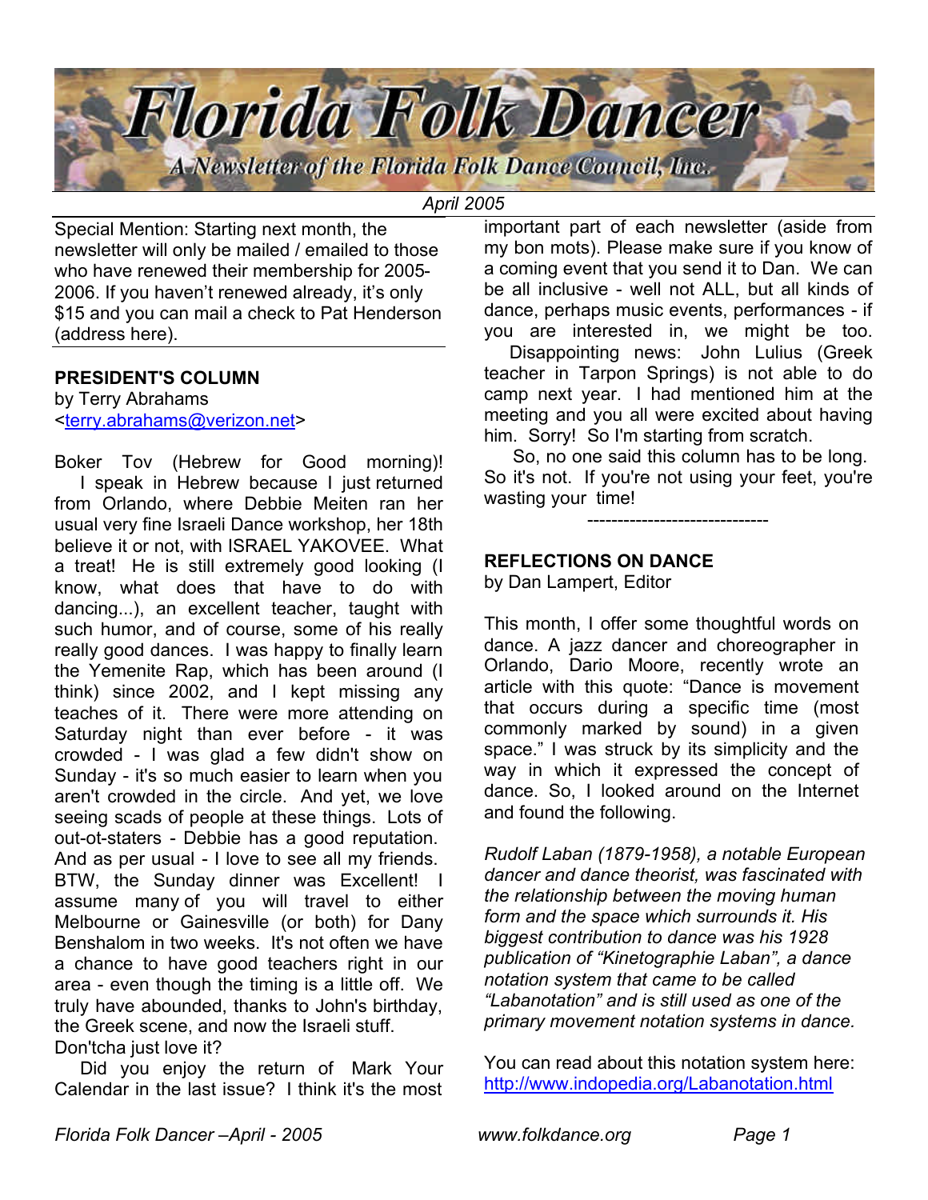# Florida Folk Dancer

*A Newsletter of the Florida Folk Dance Council, Inc.*

*April 2005*

Special Mention: Starting next month, the newsletter will only be mailed / emailed to those who have renewed their membership for 2005-2006. If you haven't renewed already, it's only $15 and you can mail a check to Pat Henderson (address here).

## PRESIDENT'S COLUMN

by Terry Abrahams
<terry.abrahams@verizon.net>

Boker Tov (Hebrew for Good morning)! I speak in Hebrew because I just returned from Orlando, where Debbie Meiten ran her usual very fine Israeli Dance workshop, her 18th believe it or not, with ISRAEL YAKOVEE. What a treat! He is still extremely good looking (I know, what does that have to do with dancing...), an excellent teacher, taught with such humor, and of course, some of his really really good dances. I was happy to finally learn the Yemenite Rap, which has been around (I think) since 2002, and I kept missing any teaches of it. There were more attending on Saturday night than ever before - it was crowded - I was glad a few didn't show on Sunday - it's so much easier to learn when you aren't crowded in the circle. And yet, we love seeing scads of people at these things. Lots of out-ot-staters - Debbie has a good reputation. And as per usual - I love to see all my friends. BTW, the Sunday dinner was Excellent! I assume many of you will travel to either Melbourne or Gainesville (or both) for Dany Benshalom in two weeks. It's not often we have a chance to have good teachers right in our area - even though the timing is a little off. We truly have abounded, thanks to John's birthday, the Greek scene, and now the Israeli stuff. Don'tcha just love it?

Did you enjoy the return of Mark Your Calendar in the last issue? I think it's the most important part of each newsletter (aside from my bon mots). Please make sure if you know of a coming event that you send it to Dan. We can be all inclusive - well not ALL, but all kinds of dance, perhaps music events, performances - if you are interested in, we might be too.

Disappointing news: John Lulius (Greek teacher in Tarpon Springs) is not able to do camp next year. I had mentioned him at the meeting and you all were excited about having him. Sorry! So I'm starting from scratch.

So, no one said this column has to be long. So it's not. If you're not using your feet, you're wasting your time!

------------------------------

## REFLECTIONS ON DANCE

by Dan Lampert, Editor

This month, I offer some thoughtful words on dance. A jazz dancer and choreographer in Orlando, Dario Moore, recently wrote an article with this quote: "Dance is movement that occurs during a specific time (most commonly marked by sound) in a given space." I was struck by its simplicity and the way in which it expressed the concept of dance. So, I looked around on the Internet and found the following.

*Rudolf Laban (1879-1958), a notable European dancer and dance theorist, was fascinated with the relationship between the moving human form and the space which surrounds it. His biggest contribution to dance was his 1928 publication of "Kinetographie Laban", a dance notation system that came to be called "Labanotation" and is still used as one of the primary movement notation systems in dance.*

You can read about this notation system here: http://www.indopedia.org/Labanotation.html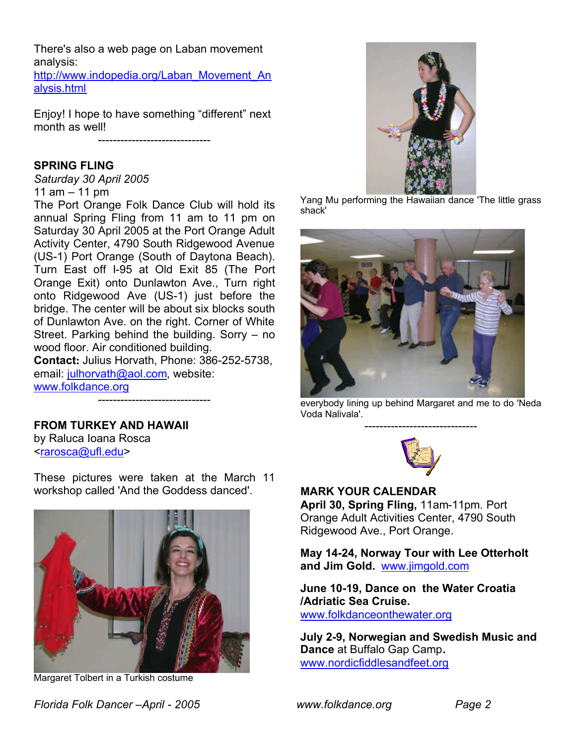There's also a web page on Laban movement analysis: http://www.indopedia.org/Laban_Movement_Analysis.html

Enjoy! I hope to have something "different" next month as well!

------------------------------

## SPRING FLING

*Saturday 30 April 2005*

11 am – 11 pm

The Port Orange Folk Dance Club will hold its annual Spring Fling from 11 am to 11 pm on Saturday 30 April 2005 at the Port Orange Adult Activity Center, 4790 South Ridgewood Avenue (US-1) Port Orange (South of Daytona Beach). Turn East off I-95 at Old Exit 85 (The Port Orange Exit) onto Dunlawton Ave., Turn right onto Ridgewood Ave (US-1) just before the bridge. The center will be about six blocks south of Dunlawton Ave. on the right. Corner of White Street. Parking behind the building. Sorry – no wood floor. Air conditioned building.

**Contact:** Julius Horvath, Phone: 386-252-5738, email: julhorvath@aol.com, website: www.folkdance.org

------------------------------

## FROM TURKEY AND HAWAII

by Raluca Ioana Rosca
<rarosca@ufl.edu>

These pictures were taken at the March 11 workshop called 'And the Goddess danced'.

Margaret Tolbert in a Turkish costume

Yang Mu performing the Hawaiian dance 'The little grass shack'

everybody lining up behind Margaret and me to do 'Neda Voda Nalivala'.

------------------------------

## MARK YOUR CALENDAR

**April 30, Spring Fling,** 11am-11pm. Port Orange Adult Activities Center, 4790 South Ridgewood Ave., Port Orange.

**May 14-24, Norway Tour with Lee Otterholt and Jim Gold.** www.jimgold.com

**June 10-19, Dance on the Water Croatia /Adriatic Sea Cruise.**
www.folkdanceonthewater.org

**July 2-9, Norwegian and Swedish Music and Dance** at Buffalo Gap Camp**.**
www.nordicfiddlesandfeet.org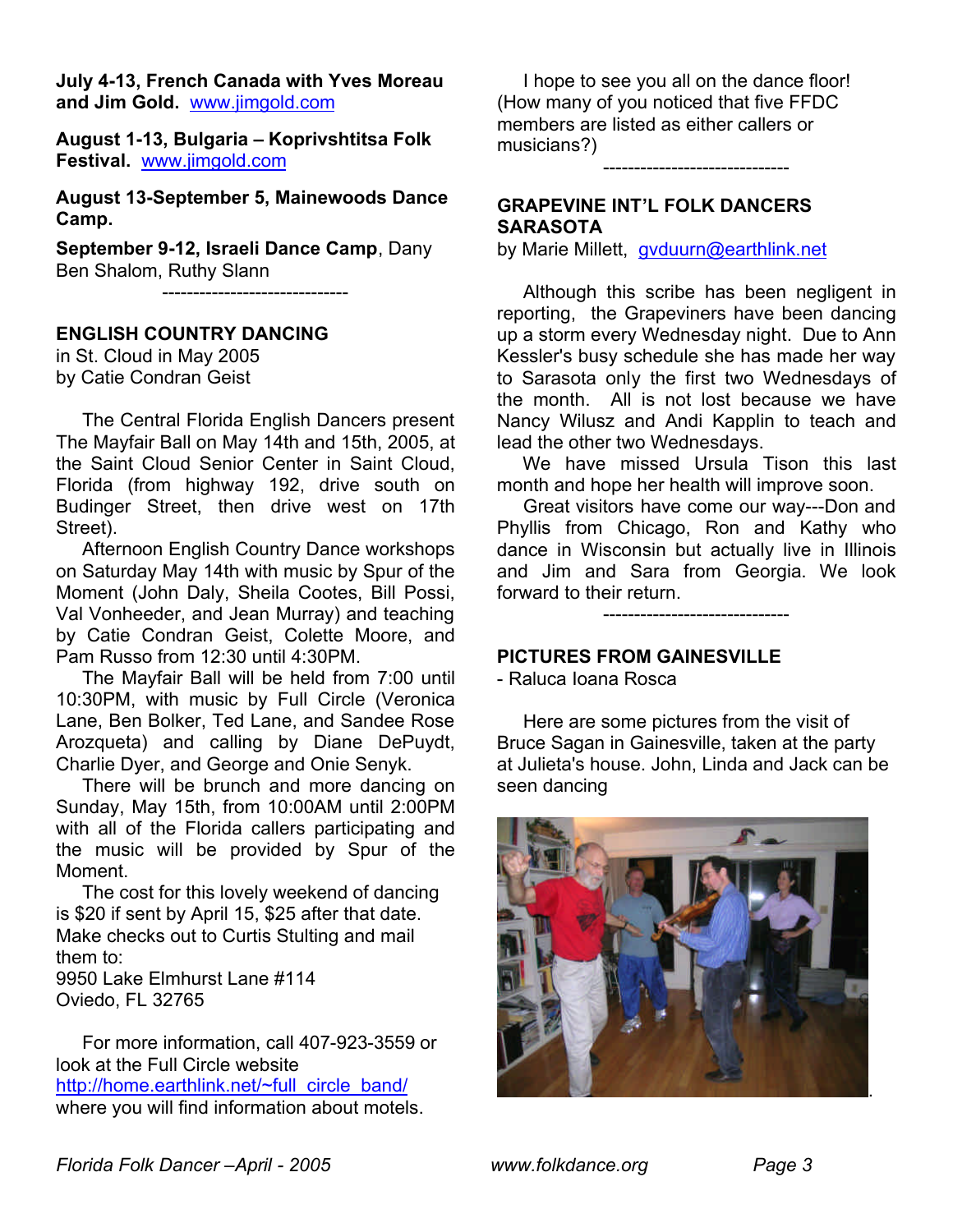**July 4-13, French Canada with Yves Moreau and Jim Gold.** www.jimgold.com

**August 1-13, Bulgaria – Koprivshtitsa Folk Festival.** www.jimgold.com

**August 13-September 5, Mainewoods Dance Camp.**

**September 9-12, Israeli Dance Camp**, Dany Ben Shalom, Ruthy Slann

------------------------------

**ENGLISH COUNTRY DANCING**
in St. Cloud in May 2005
by Catie Condran Geist

The Central Florida English Dancers present The Mayfair Ball on May 14th and 15th, 2005, at the Saint Cloud Senior Center in Saint Cloud, Florida (from highway 192, drive south on Budinger Street, then drive west on 17th Street).

Afternoon English Country Dance workshops on Saturday May 14th with music by Spur of the Moment (John Daly, Sheila Cootes, Bill Possi, Val Vonheeder, and Jean Murray) and teaching by Catie Condran Geist, Colette Moore, and Pam Russo from 12:30 until 4:30PM.

The Mayfair Ball will be held from 7:00 until 10:30PM, with music by Full Circle (Veronica Lane, Ben Bolker, Ted Lane, and Sandee Rose Arozqueta) and calling by Diane DePuydt, Charlie Dyer, and George and Onie Senyk.

There will be brunch and more dancing on Sunday, May 15th, from 10:00AM until 2:00PM with all of the Florida callers participating and the music will be provided by Spur of the Moment.

The cost for this lovely weekend of dancing is $20 if sent by April 15, $25 after that date. Make checks out to Curtis Stulting and mail them to:
9950 Lake Elmhurst Lane #114
Oviedo, FL 32765

For more information, call 407-923-3559 or look at the Full Circle website http://home.earthlink.net/~full_circle_band/ where you will find information about motels.

I hope to see you all on the dance floor! (How many of you noticed that five FFDC members are listed as either callers or musicians?)

------------------------------

**GRAPEVINE INT'L FOLK DANCERS SARASOTA**
by Marie Millett, gvduurn@earthlink.net

Although this scribe has been negligent in reporting, the Grapeviners have been dancing up a storm every Wednesday night. Due to Ann Kessler's busy schedule she has made her way to Sarasota only the first two Wednesdays of the month. All is not lost because we have Nancy Wilusz and Andi Kapplin to teach and lead the other two Wednesdays.

We have missed Ursula Tison this last month and hope her health will improve soon.

Great visitors have come our way---Don and Phyllis from Chicago, Ron and Kathy who dance in Wisconsin but actually live in Illinois and Jim and Sara from Georgia. We look forward to their return.

------------------------------

**PICTURES FROM GAINESVILLE**
- Raluca Ioana Rosca

Here are some pictures from the visit of Bruce Sagan in Gainesville, taken at the party at Julieta's house. John, Linda and Jack can be seen dancing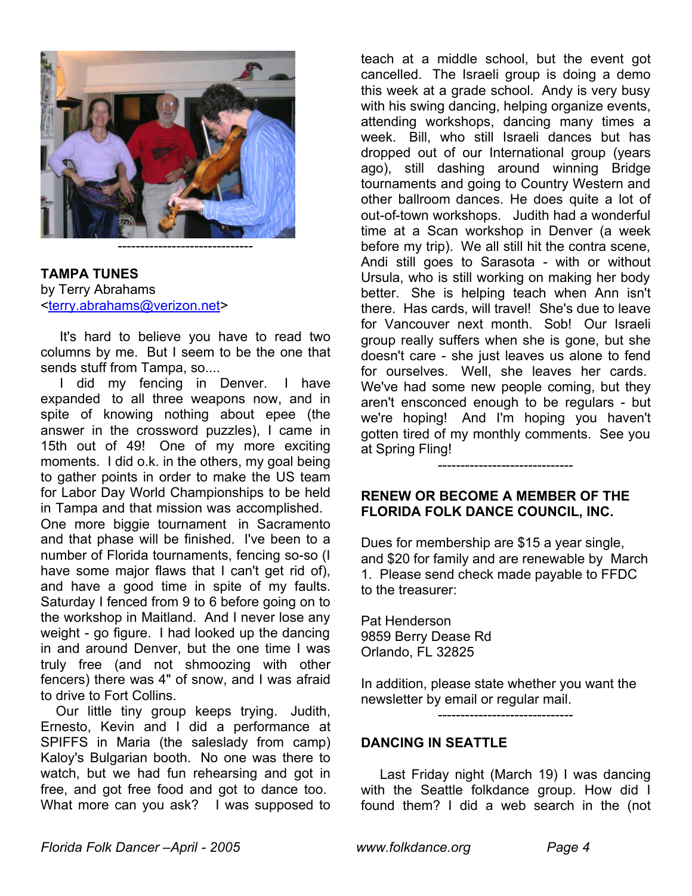------------------------------

**TAMPA TUNES**
by Terry Abrahams
<terry.abrahams@verizon.net>

It's hard to believe you have to read two columns by me. But I seem to be the one that sends stuff from Tampa, so....

I did my fencing in Denver. I have expanded to all three weapons now, and in spite of knowing nothing about epee (the answer in the crossword puzzles), I came in 15th out of 49! One of my more exciting moments. I did o.k. in the others, my goal being to gather points in order to make the US team for Labor Day World Championships to be held in Tampa and that mission was accomplished. One more biggie tournament in Sacramento and that phase will be finished. I've been to a number of Florida tournaments, fencing so-so (I have some major flaws that I can't get rid of), and have a good time in spite of my faults. Saturday I fenced from 9 to 6 before going on to the workshop in Maitland. And I never lose any weight - go figure. I had looked up the dancing in and around Denver, but the one time I was truly free (and not shmoozing with other fencers) there was 4" of snow, and I was afraid to drive to Fort Collins.

Our little tiny group keeps trying. Judith, Ernesto, Kevin and I did a performance at SPIFFS in Maria (the saleslady from camp) Kaloy's Bulgarian booth. No one was there to watch, but we had fun rehearsing and got in free, and got free food and got to dance too. What more can you ask? I was supposed to teach at a middle school, but the event got cancelled. The Israeli group is doing a demo this week at a grade school. Andy is very busy with his swing dancing, helping organize events, attending workshops, dancing many times a week. Bill, who still Israeli dances but has dropped out of our International group (years ago), still dashing around winning Bridge tournaments and going to Country Western and other ballroom dances. He does quite a lot of out-of-town workshops. Judith had a wonderful time at a Scan workshop in Denver (a week before my trip). We all still hit the contra scene, Andi still goes to Sarasota - with or without Ursula, who is still working on making her body better. She is helping teach when Ann isn't there. Has cards, will travel! She's due to leave for Vancouver next month. Sob! Our Israeli group really suffers when she is gone, but she doesn't care - she just leaves us alone to fend for ourselves. Well, she leaves her cards. We've had some new people coming, but they aren't ensconced enough to be regulars - but we're hoping! And I'm hoping you haven't gotten tired of my monthly comments. See you at Spring Fling!

------------------------------

**RENEW OR BECOME A MEMBER OF THE FLORIDA FOLK DANCE COUNCIL, INC.**

Dues for membership are $15 a year single, and $20 for family and are renewable by March 1. Please send check made payable to FFDC to the treasurer:

Pat Henderson
9859 Berry Dease Rd
Orlando, FL 32825

In addition, please state whether you want the newsletter by email or regular mail.

------------------------------

**DANCING IN SEATTLE**

Last Friday night (March 19) I was dancing with the Seattle folkdance group. How did I found them? I did a web search in the (not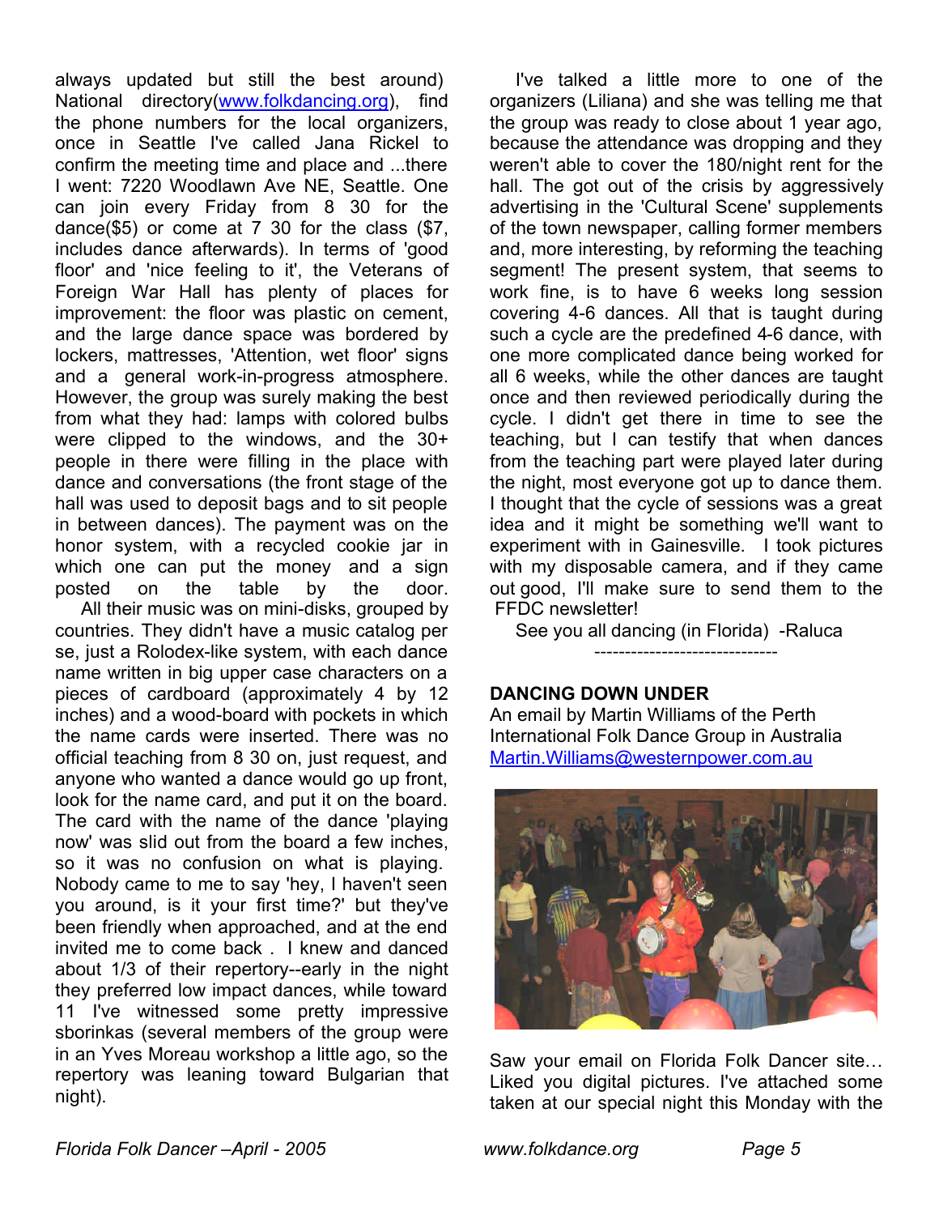always updated but still the best around) National directory([www.folkdancing.org](http://www.folkdancing.org)), find the phone numbers for the local organizers, once in Seattle I've called Jana Rickel to confirm the meeting time and place and ...there I went: 7220 Woodlawn Ave NE, Seattle. One can join every Friday from 8 30 for the dance($5) or come at 7 30 for the class ($7, includes dance afterwards). In terms of 'good floor' and 'nice feeling to it', the Veterans of Foreign War Hall has plenty of places for improvement: the floor was plastic on cement, and the large dance space was bordered by lockers, mattresses, 'Attention, wet floor' signs and a general work-in-progress atmosphere. However, the group was surely making the best from what they had: lamps with colored bulbs were clipped to the windows, and the 30+ people in there were filling in the place with dance and conversations (the front stage of the hall was used to deposit bags and to sit people in between dances). The payment was on the honor system, with a recycled cookie jar in which one can put the money and a sign posted on the table by the door.

All their music was on mini-disks, grouped by countries. They didn't have a music catalog per se, just a Rolodex-like system, with each dance name written in big upper case characters on a pieces of cardboard (approximately 4 by 12 inches) and a wood-board with pockets in which the name cards were inserted. There was no official teaching from 8 30 on, just request, and anyone who wanted a dance would go up front, look for the name card, and put it on the board. The card with the name of the dance 'playing now' was slid out from the board a few inches, so it was no confusion on what is playing. Nobody came to me to say 'hey, I haven't seen you around, is it your first time?' but they've been friendly when approached, and at the end invited me to come back . I knew and danced about 1/3 of their repertory--early in the night they preferred low impact dances, while toward 11 I've witnessed some pretty impressive sborinkas (several members of the group were in an Yves Moreau workshop a little ago, so the repertory was leaning toward Bulgarian that night).

I've talked a little more to one of the organizers (Liliana) and she was telling me that the group was ready to close about 1 year ago, because the attendance was dropping and they weren't able to cover the 180/night rent for the hall. The got out of the crisis by aggressively advertising in the 'Cultural Scene' supplements of the town newspaper, calling former members and, more interesting, by reforming the teaching segment! The present system, that seems to work fine, is to have 6 weeks long session covering 4-6 dances. All that is taught during such a cycle are the predefined 4-6 dance, with one more complicated dance being worked for all 6 weeks, while the other dances are taught once and then reviewed periodically during the cycle. I didn't get there in time to see the teaching, but I can testify that when dances from the teaching part were played later during the night, most everyone got up to dance them. I thought that the cycle of sessions was a great idea and it might be something we'll want to experiment with in Gainesville. I took pictures with my disposable camera, and if they came out good, I'll make sure to send them to the FFDC newsletter!

See you all dancing (in Florida) -Raluca

------------------------------

**DANCING DOWN UNDER**

An email by Martin Williams of the Perth International Folk Dance Group in Australia
[Martin.Williams@westernpower.com.au](mailto:Martin.Williams@westernpower.com.au)

Saw your email on Florida Folk Dancer site… Liked you digital pictures. I've attached some taken at our special night this Monday with the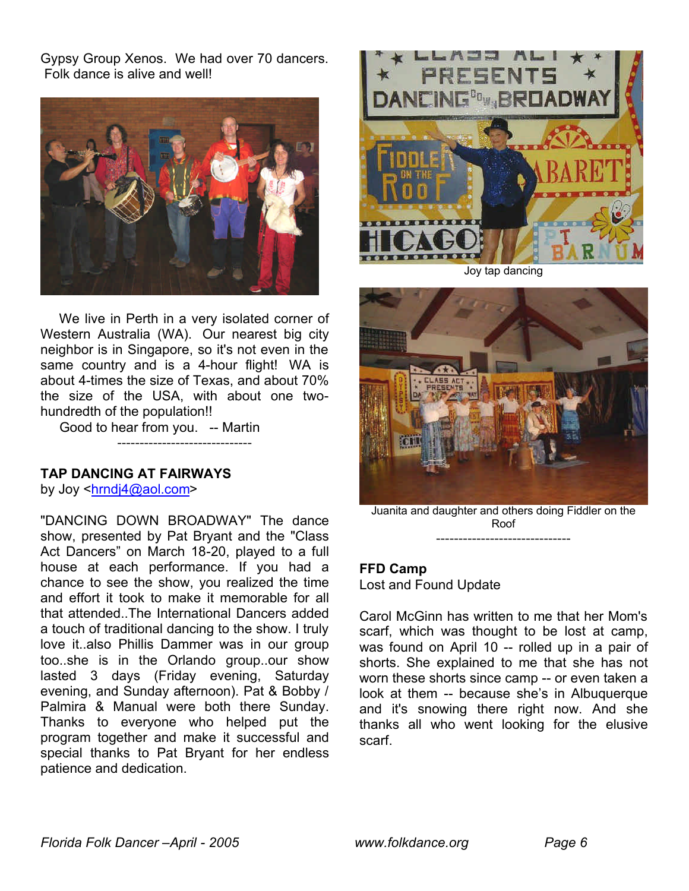Gypsy Group Xenos. We had over 70 dancers. Folk dance is alive and well!

We live in Perth in a very isolated corner of Western Australia (WA). Our nearest big city neighbor is in Singapore, so it's not even in the same country and is a 4-hour flight! WA is about 4-times the size of Texas, and about 70% the size of the USA, with about one two-hundredth of the population!!

Good to hear from you. -- Martin

------------------------------

**TAP DANCING AT FAIRWAYS**
by Joy <hrndj4@aol.com>

"DANCING DOWN BROADWAY" The dance show, presented by Pat Bryant and the "Class Act Dancers" on March 18-20, played to a full house at each performance. If you had a chance to see the show, you realized the time and effort it took to make it memorable for all that attended..The International Dancers added a touch of traditional dancing to the show. I truly love it..also Phillis Dammer was in our group too..she is in the Orlando group..our show lasted 3 days (Friday evening, Saturday evening, and Sunday afternoon). Pat & Bobby / Palmira & Manual were both there Sunday. Thanks to everyone who helped put the program together and make it successful and special thanks to Pat Bryant for her endless patience and dedication.

Joy tap dancing

Juanita and daughter and others doing Fiddler on the Roof

------------------------------

**FFD Camp**
Lost and Found Update

Carol McGinn has written to me that her Mom's scarf, which was thought to be lost at camp, was found on April 10 -- rolled up in a pair of shorts. She explained to me that she has not worn these shorts since camp -- or even taken a look at them -- because she's in Albuquerque and it's snowing there right now. And she thanks all who went looking for the elusive scarf.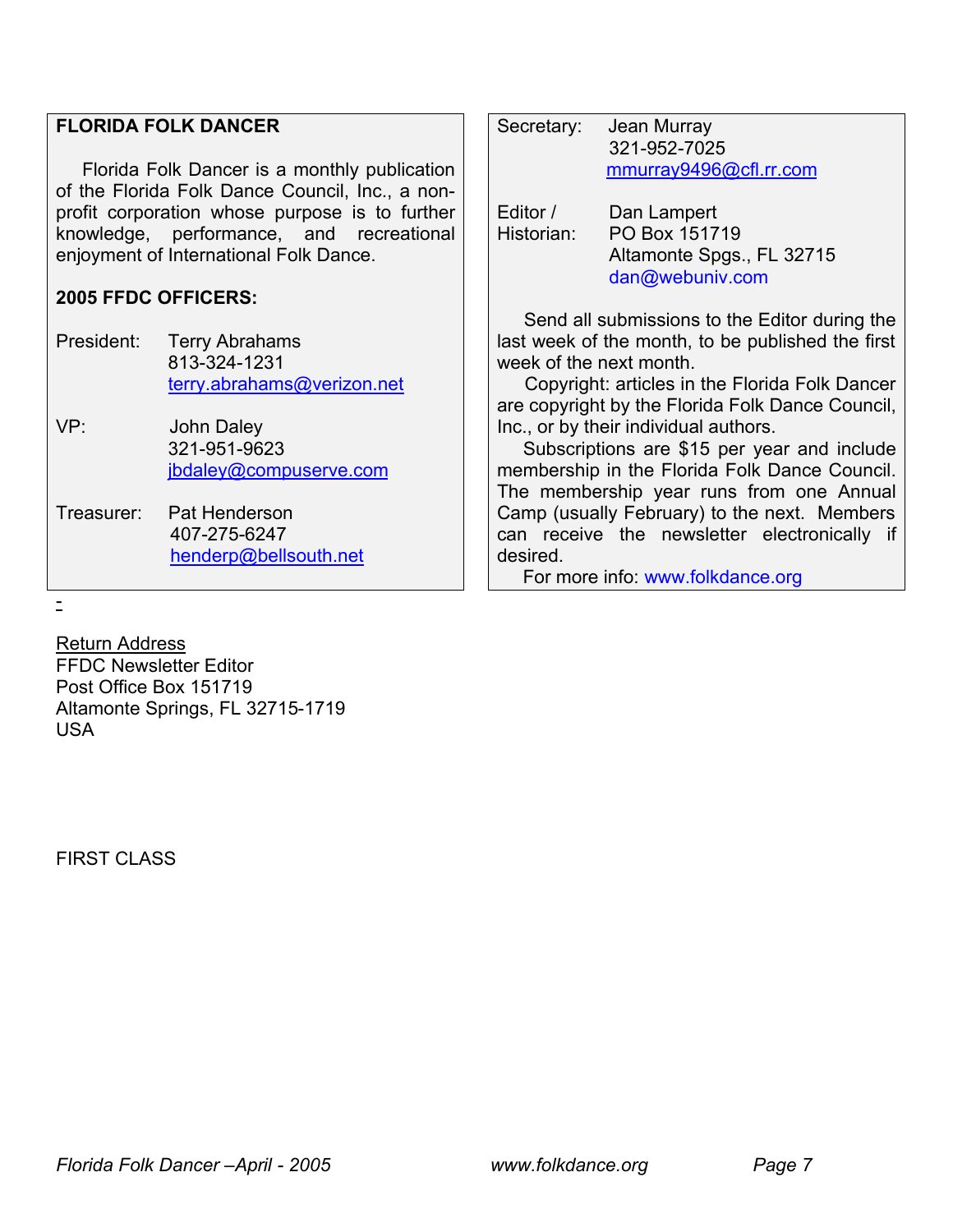**FLORIDA FOLK DANCER**

Florida Folk Dancer is a monthly publication of the Florida Folk Dance Council, Inc., a non-profit corporation whose purpose is to further knowledge, performance, and recreational enjoyment of International Folk Dance.

**2005 FFDC OFFICERS:**

President: Terry Abrahams
813-324-1231
terry.abrahams@verizon.net

VP: John Daley
321-951-9623
jbdaley@compuserve.com

Treasurer: Pat Henderson
407-275-6247
henderp@bellsouth.net

Secretary: Jean Murray
321-952-7025
mmurray9496@cfl.rr.com

Editor / Historian: Dan Lampert
PO Box 151719
Altamonte Spgs., FL 32715
dan@webuniv.com

Send all submissions to the Editor during the last week of the month, to be published the first week of the next month.

Copyright: articles in the Florida Folk Dancer are copyright by the Florida Folk Dance Council, Inc., or by their individual authors.

Subscriptions are $15 per year and include membership in the Florida Folk Dance Council. The membership year runs from one Annual Camp (usually February) to the next. Members can receive the newsletter electronically if desired.

For more info: www.folkdance.org

Return Address
FFDC Newsletter Editor
Post Office Box 151719
Altamonte Springs, FL 32715-1719
USA

FIRST CLASS